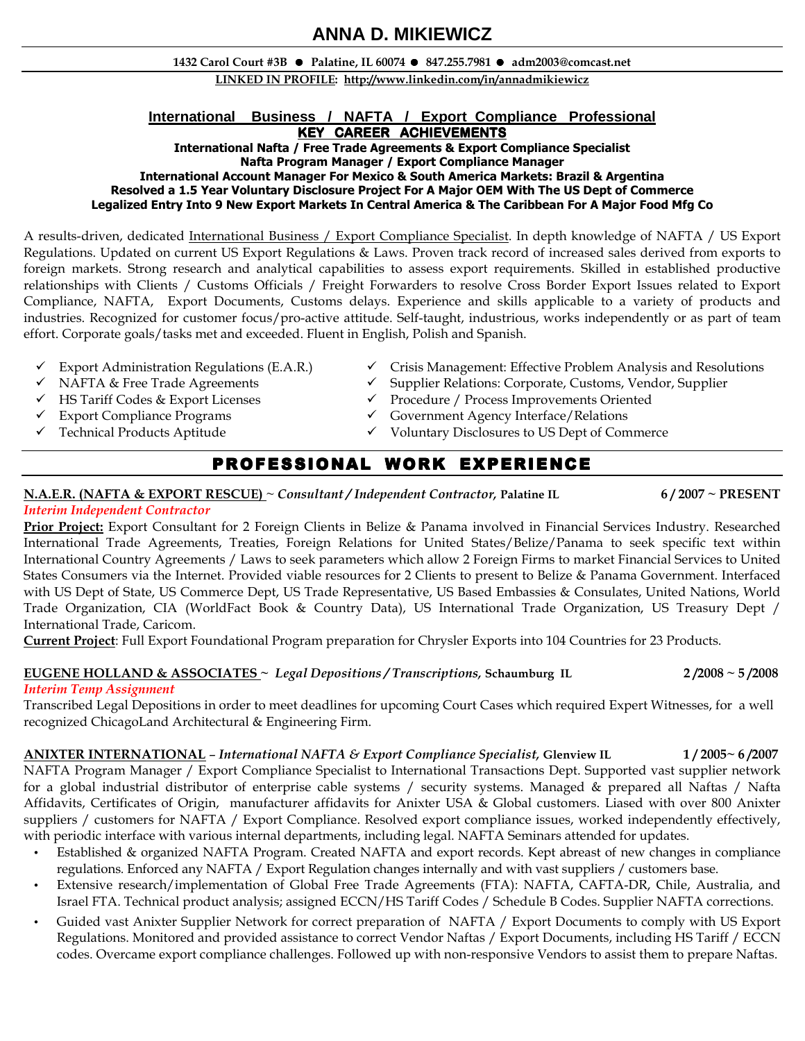# ANNA D. MIKIEWICZ

**1432 Carol Court #3B ● Palatine, IL 60074 ● 847.255.7981 ● adm2003@comcast.net**

**LINKED IN PROFILE: http://www.linkedin.com/in/annadmikiewicz**

## International Business / NAFTA / Export Compliance Professional

### KEY CAREER ACHIEVEMENTS

**International Nafta / Free Trade Agreements & Export Compliance Specialist**
**Nafta Program Manager / Export Compliance Manager**
**International Account Manager For Mexico & South America Markets: Brazil & Argentina**
**Resolved a 1.5 Year Voluntary Disclosure Project For A Major OEM With The US Dept of Commerce**
**Legalized Entry Into 9 New Export Markets In Central America & The Caribbean For A Major Food Mfg Co**

A results-driven, dedicated International Business / Export Compliance Specialist. In depth knowledge of NAFTA / US Export Regulations. Updated on current US Export Regulations & Laws. Proven track record of increased sales derived from exports to foreign markets. Strong research and analytical capabilities to assess export requirements. Skilled in established productive relationships with Clients / Customs Officials / Freight Forwarders to resolve Cross Border Export Issues related to Export Compliance, NAFTA, Export Documents, Customs delays. Experience and skills applicable to a variety of products and industries. Recognized for customer focus/pro-active attitude. Self-taught, industrious, works independently or as part of team effort. Corporate goals/tasks met and exceeded. Fluent in English, Polish and Spanish.

- ✓ Export Administration Regulations (E.A.R.)
- ✓ NAFTA & Free Trade Agreements
- ✓ HS Tariff Codes & Export Licenses
- ✓ Export Compliance Programs
- ✓ Technical Products Aptitude
- ✓ Crisis Management: Effective Problem Analysis and Resolutions
- ✓ Supplier Relations: Corporate, Customs, Vendor, Supplier
- ✓ Procedure / Process Improvements Oriented
- ✓ Government Agency Interface/Relations
- ✓ Voluntary Disclosures to US Dept of Commerce

## PROFESSIONAL WORK EXPERIENCE

**N.A.E.R. (NAFTA & EXPORT RESCUE)** ~ ***Consultant / Independent Contractor*, Palatine IL** **6 / 2007 ~ PRESENT**
*Interim Independent Contractor*

**Prior Project:** Export Consultant for 2 Foreign Clients in Belize & Panama involved in Financial Services Industry. Researched International Trade Agreements, Treaties, Foreign Relations for United States/Belize/Panama to seek specific text within International Country Agreements / Laws to seek parameters which allow 2 Foreign Firms to market Financial Services to United States Consumers via the Internet. Provided viable resources for 2 Clients to present to Belize & Panama Government. Interfaced with US Dept of State, US Commerce Dept, US Trade Representative, US Based Embassies & Consulates, United Nations, World Trade Organization, CIA (WorldFact Book & Country Data), US International Trade Organization, US Treasury Dept / International Trade, Caricom.

**Current Project**: Full Export Foundational Program preparation for Chrysler Exports into 104 Countries for 23 Products.

**EUGENE HOLLAND & ASSOCIATES** ~ ***Legal Depositions / Transcriptions*, Schaumburg IL** **2 /2008 ~ 5 /2008**
*Interim Temp Assignment*

Transcribed Legal Depositions in order to meet deadlines for upcoming Court Cases which required Expert Witnesses, for a well recognized ChicagoLand Architectural & Engineering Firm.

**ANIXTER INTERNATIONAL** – ***International NAFTA & Export Compliance Specialist*, Glenview IL** **1 / 2005~ 6 /2007**

NAFTA Program Manager / Export Compliance Specialist to International Transactions Dept. Supported vast supplier network for a global industrial distributor of enterprise cable systems / security systems. Managed & prepared all Naftas / Nafta Affidavits, Certificates of Origin, manufacturer affidavits for Anixter USA & Global customers. Liased with over 800 Anixter suppliers / customers for NAFTA / Export Compliance. Resolved export compliance issues, worked independently effectively, with periodic interface with various internal departments, including legal. NAFTA Seminars attended for updates.

- Established & organized NAFTA Program. Created NAFTA and export records. Kept abreast of new changes in compliance regulations. Enforced any NAFTA / Export Regulation changes internally and with vast suppliers / customers base.
- Extensive research/implementation of Global Free Trade Agreements (FTA): NAFTA, CAFTA-DR, Chile, Australia, and Israel FTA. Technical product analysis; assigned ECCN/HS Tariff Codes / Schedule B Codes. Supplier NAFTA corrections.
- Guided vast Anixter Supplier Network for correct preparation of NAFTA / Export Documents to comply with US Export Regulations. Monitored and provided assistance to correct Vendor Naftas / Export Documents, including HS Tariff / ECCN codes. Overcame export compliance challenges. Followed up with non-responsive Vendors to assist them to prepare Naftas.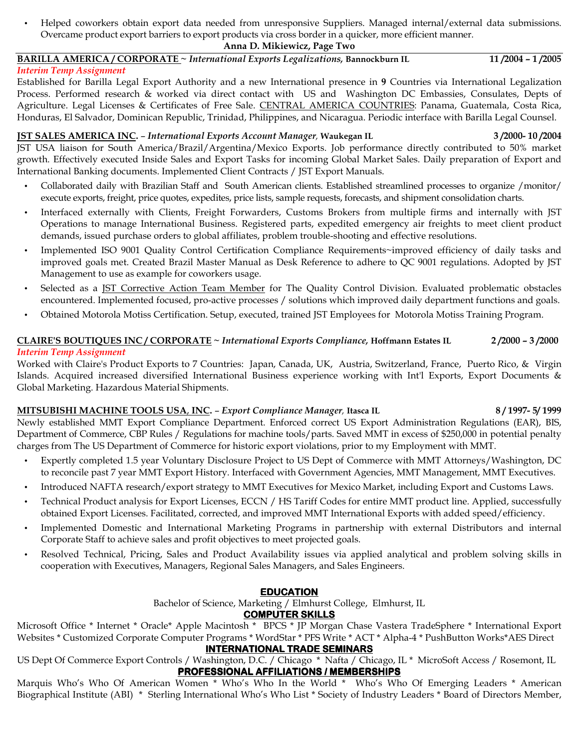- Helped coworkers obtain export data needed from unresponsive Suppliers. Managed internal/external data submissions. Overcame product export barriers to export products via cross border in a quicker, more efficient manner.

**BARILLA AMERICA / CORPORATE** ~ *International Exports Legalizations*, **Bannockburn IL** **11 /2004 – 1 /2005**
*Interim Temp Assignment*
Established for Barilla Legal Export Authority and a new International presence in **9** Countries via International Legalization Process. Performed research & worked via direct contact with US and Washington DC Embassies, Consulates, Depts of Agriculture. Legal Licenses & Certificates of Free Sale. CENTRAL AMERICA COUNTRIES: Panama, Guatemala, Costa Rica, Honduras, El Salvador, Dominican Republic, Trinidad, Philippines, and Nicaragua. Periodic interface with Barilla Legal Counsel.

**JST SALES AMERICA INC.** – *International Exports Account Manager*, **Waukegan IL** **3 /2000- 10 /2004**
JST USA liaison for South America/Brazil/Argentina/Mexico Exports. Job performance directly contributed to 50% market growth. Effectively executed Inside Sales and Export Tasks for incoming Global Market Sales. Daily preparation of Export and International Banking documents. Implemented Client Contracts / JST Export Manuals.

- Collaborated daily with Brazilian Staff and South American clients. Established streamlined processes to organize /monitor/ execute exports, freight, price quotes, expedites, price lists, sample requests, forecasts, and shipment consolidation charts.
- Interfaced externally with Clients, Freight Forwarders, Customs Brokers from multiple firms and internally with JST Operations to manage International Business. Registered parts, expedited emergency air freights to meet client product demands, issued purchase orders to global affiliates, problem trouble-shooting and effective resolutions.
- Implemented ISO 9001 Quality Control Certification Compliance Requirements~improved efficiency of daily tasks and improved goals met. Created Brazil Master Manual as Desk Reference to adhere to QC 9001 regulations. Adopted by JST Management to use as example for coworkers usage.
- Selected as a JST Corrective Action Team Member for The Quality Control Division. Evaluated problematic obstacles encountered. Implemented focused, pro-active processes / solutions which improved daily department functions and goals.
- Obtained Motorola Motiss Certification. Setup, executed, trained JST Employees for Motorola Motiss Training Program.

**CLAIRE'S BOUTIQUES INC / CORPORATE** ~ *International Exports Compliance*, **Hoffmann Estates IL** **2 /2000 – 3 /2000**
*Interim Temp Assignment*
Worked with Claire's Product Exports to 7 Countries: Japan, Canada, UK, Austria, Switzerland, France, Puerto Rico, & Virgin Islands. Acquired increased diversified International Business experience working with Int'l Exports, Export Documents & Global Marketing. Hazardous Material Shipments.

**MITSUBISHI MACHINE TOOLS USA, INC.** – *Export Compliance Manager*, **Itasca IL** **8 / 1997- 5/ 1999**
Newly established MMT Export Compliance Department. Enforced correct US Export Administration Regulations (EAR), BIS, Department of Commerce, CBP Rules / Regulations for machine tools/parts. Saved MMT in excess of $250,000 in potential penalty charges from The US Department of Commerce for historic export violations, prior to my Employment with MMT.

- Expertly completed 1.5 year Voluntary Disclosure Project to US Dept of Commerce with MMT Attorneys/Washington, DC to reconcile past 7 year MMT Export History. Interfaced with Government Agencies, MMT Management, MMT Executives.
- Introduced NAFTA research/export strategy to MMT Executives for Mexico Market, including Export and Customs Laws.
- Technical Product analysis for Export Licenses, ECCN / HS Tariff Codes for entire MMT product line. Applied, successfully obtained Export Licenses. Facilitated, corrected, and improved MMT International Exports with added speed/efficiency.
- Implemented Domestic and International Marketing Programs in partnership with external Distributors and internal Corporate Staff to achieve sales and profit objectives to meet projected goals.
- Resolved Technical, Pricing, Sales and Product Availability issues via applied analytical and problem solving skills in cooperation with Executives, Managers, Regional Sales Managers, and Sales Engineers.

## EDUCATION

Bachelor of Science, Marketing / Elmhurst College, Elmhurst, IL

## COMPUTER SKILLS

Microsoft Office * Internet * Oracle* Apple Macintosh * BPCS * JP Morgan Chase Vastera TradeSphere * International Export Websites * Customized Corporate Computer Programs * WordStar * PFS Write * ACT * Alpha-4 * PushButton Works*AES Direct

## INTERNATIONAL TRADE SEMINARS

US Dept Of Commerce Export Controls / Washington, D.C. / Chicago * Nafta / Chicago, IL * MicroSoft Access / Rosemont, IL

## PROFESSIONAL AFFILIATIONS / MEMBERSHIPS

Marquis Who's Who Of American Women * Who's Who In the World * Who's Who Of Emerging Leaders * American Biographical Institute (ABI) * Sterling International Who's Who List * Society of Industry Leaders * Board of Directors Member,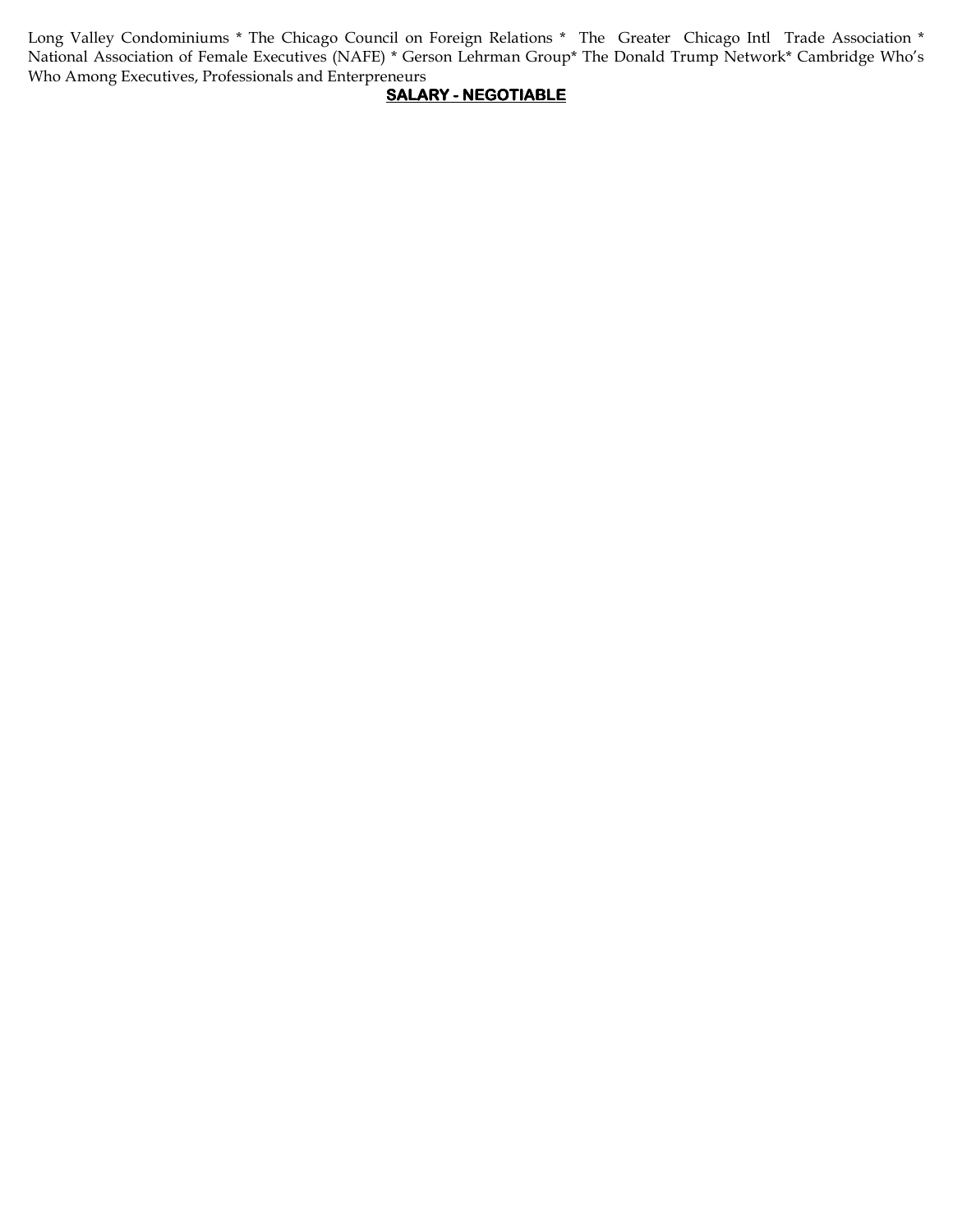Long Valley Condominiums * The Chicago Council on Foreign Relations * The Greater Chicago Intl Trade Association * National Association of Female Executives (NAFE) * Gerson Lehrman Group* The Donald Trump Network* Cambridge Who's Who Among Executives, Professionals and Enterpreneurs

**SALARY - NEGOTIABLE**